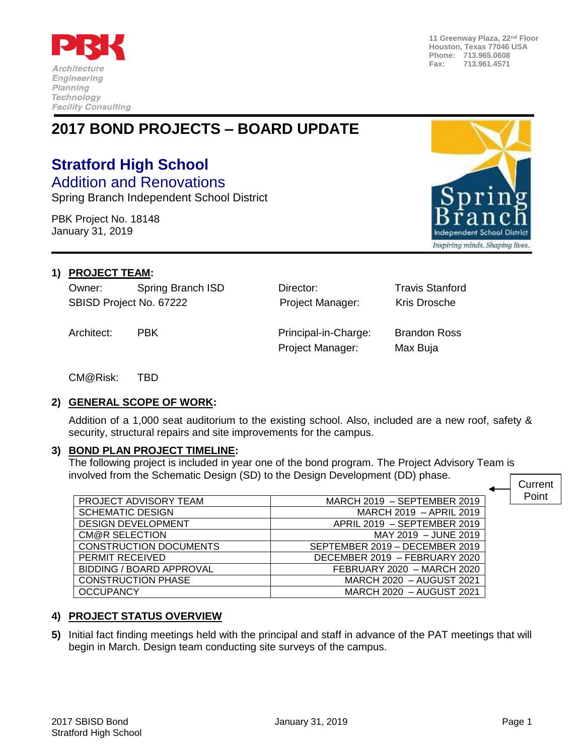Architecture
Engineering
Planning
Technology
Facility Consulting

11 Greenway Plaza, 22nd Floor
Houston, Texas 77046 USA
Phone: 713.965.0608
Fax: 713.961.4571

# 2017 BOND PROJECTS – BOARD UPDATE

## Stratford High School

### Addition and Renovations

Spring Branch Independent School District

PBK Project No. 18148
January 31, 2019

**1) PROJECT TEAM:**

| | | | |
|---|---|---|---|
| Owner: | Spring Branch ISD | Director: | Travis Stanford |
| SBISD Project No. 67222 | | Project Manager: | Kris Drosche |
| Architect: | PBK | Principal-in-Charge: | Brandon Ross |
| | | Project Manager: | Max Buja |
| CM@Risk: | TBD | | |

**2) GENERAL SCOPE OF WORK:**

Addition of a 1,000 seat auditorium to the existing school. Also, included are a new roof, safety & security, structural repairs and site improvements for the campus.

**3) BOND PLAN PROJECT TIMELINE:**

The following project is included in year one of the bond program. The Project Advisory Team is involved from the Schematic Design (SD) to the Design Development (DD) phase.

| | |
|---|---|
| PROJECT ADVISORY TEAM | MARCH 2019 – SEPTEMBER 2019 |
| SCHEMATIC DESIGN | MARCH 2019 – APRIL 2019 |
| DESIGN DEVELOPMENT | APRIL 2019 – SEPTEMBER 2019 |
| CM@R SELECTION | MAY 2019 – JUNE 2019 |
| CONSTRUCTION DOCUMENTS | SEPTEMBER 2019 – DECEMBER 2019 |
| PERMIT RECEIVED | DECEMBER 2019 – FEBRUARY 2020 |
| BIDDING / BOARD APPROVAL | FEBRUARY 2020 – MARCH 2020 |
| CONSTRUCTION PHASE | MARCH 2020 – AUGUST 2021 |
| OCCUPANCY | MARCH 2020 – AUGUST 2021 |

Current Point (arrow pointing above PROJECT ADVISORY TEAM)

**4) PROJECT STATUS OVERVIEW**

**5)** Initial fact finding meetings held with the principal and staff in advance of the PAT meetings that will begin in March. Design team conducting site surveys of the campus.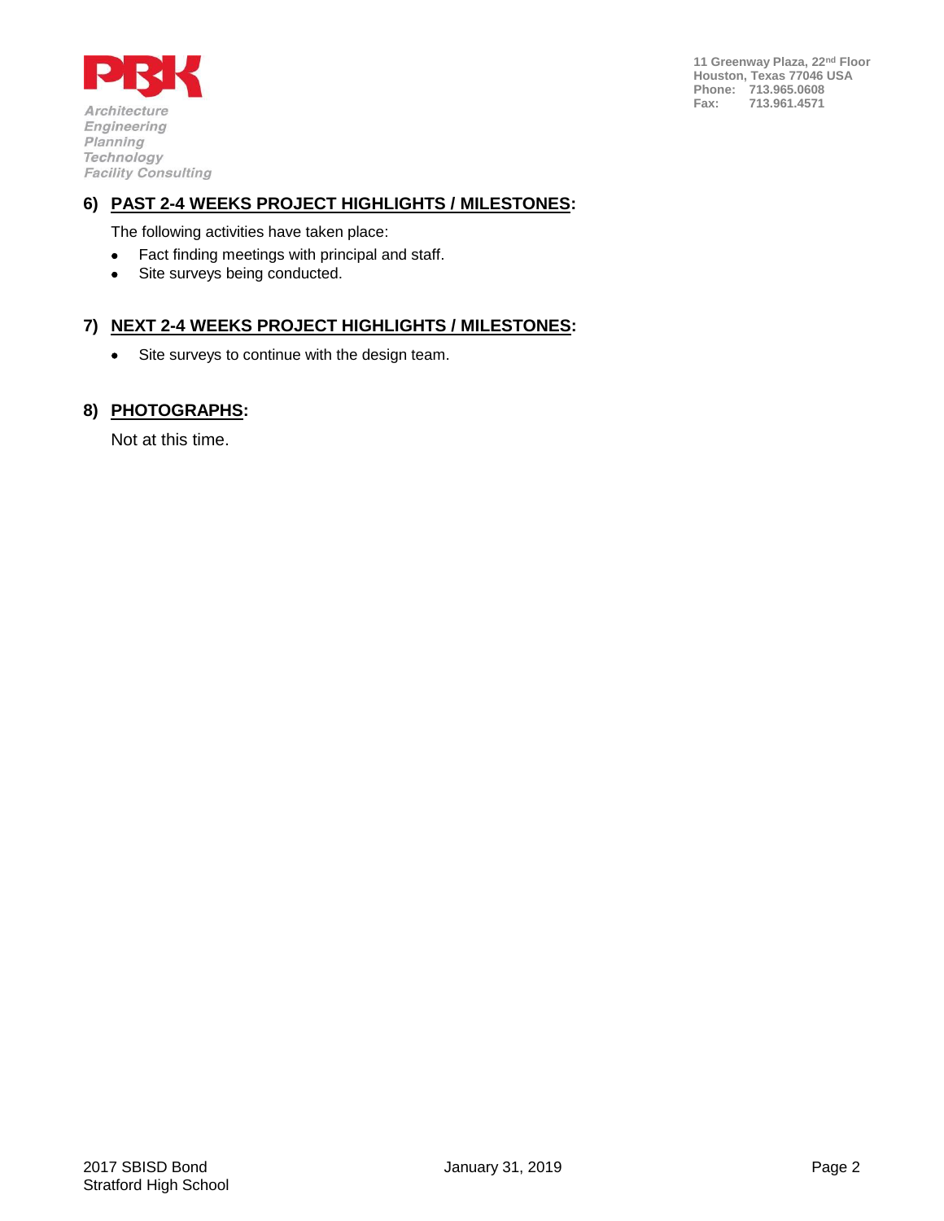## 6) PAST 2-4 WEEKS PROJECT HIGHLIGHTS / MILESTONES:

The following activities have taken place:

- Fact finding meetings with principal and staff.
- Site surveys being conducted.

## 7) NEXT 2-4 WEEKS PROJECT HIGHLIGHTS / MILESTONES:

- Site surveys to continue with the design team.

## 8) PHOTOGRAPHS:

Not at this time.